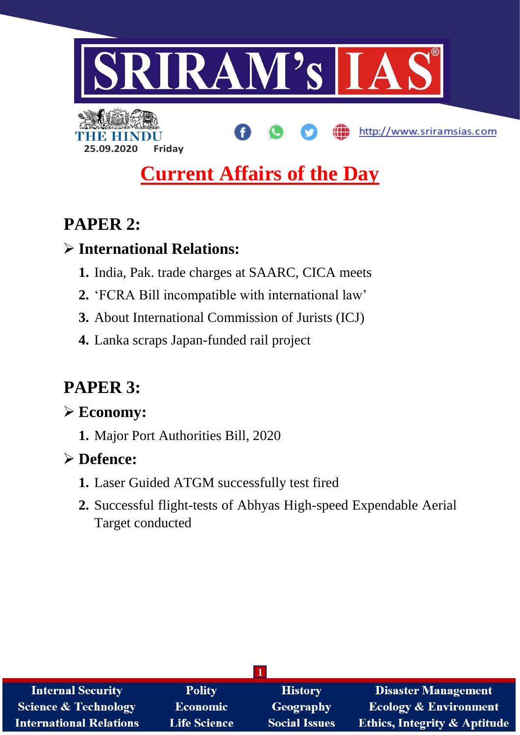THE HINDU

25.09.2020 Friday

http://www.sriramsias.com

# Current Affairs of the Day

## PAPER 2:

### ➢ International Relations:

1. India, Pak. trade charges at SAARC, CICA meets
2. 'FCRA Bill incompatible with international law'
3. About International Commission of Jurists (ICJ)
4. Lanka scraps Japan-funded rail project

## PAPER 3:

### ➢ Economy:

1. Major Port Authorities Bill, 2020

### ➢ Defence:

1. Laser Guided ATGM successfully test fired
2. Successful flight-tests of Abhyas High-speed Expendable Aerial Target conducted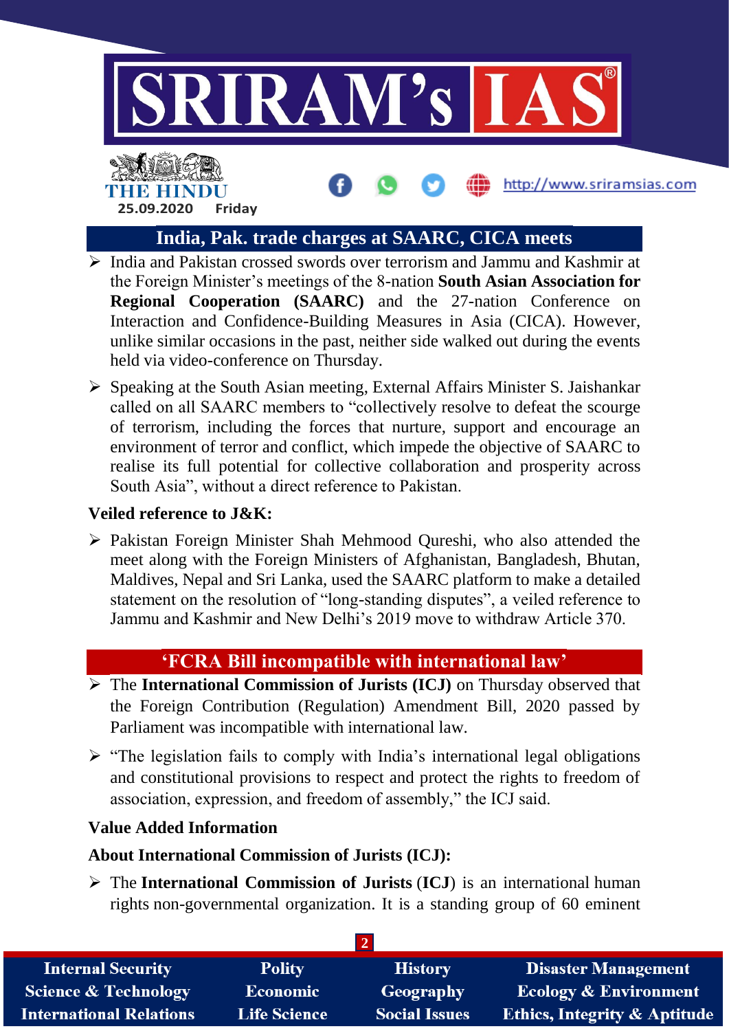## India, Pak. trade charges at SAARC, CICA meets

- India and Pakistan crossed swords over terrorism and Jammu and Kashmir at the Foreign Minister's meetings of the 8-nation **South Asian Association for Regional Cooperation (SAARC)** and the 27-nation Conference on Interaction and Confidence-Building Measures in Asia (CICA). However, unlike similar occasions in the past, neither side walked out during the events held via video-conference on Thursday.
- Speaking at the South Asian meeting, External Affairs Minister S. Jaishankar called on all SAARC members to "collectively resolve to defeat the scourge of terrorism, including the forces that nurture, support and encourage an environment of terror and conflict, which impede the objective of SAARC to realise its full potential for collective collaboration and prosperity across South Asia", without a direct reference to Pakistan.

**Veiled reference to J&K:**

- Pakistan Foreign Minister Shah Mehmood Qureshi, who also attended the meet along with the Foreign Ministers of Afghanistan, Bangladesh, Bhutan, Maldives, Nepal and Sri Lanka, used the SAARC platform to make a detailed statement on the resolution of "long-standing disputes", a veiled reference to Jammu and Kashmir and New Delhi's 2019 move to withdraw Article 370.

## 'FCRA Bill incompatible with international law'

- The **International Commission of Jurists (ICJ)** on Thursday observed that the Foreign Contribution (Regulation) Amendment Bill, 2020 passed by Parliament was incompatible with international law.
- "The legislation fails to comply with India's international legal obligations and constitutional provisions to respect and protect the rights to freedom of association, expression, and freedom of assembly," the ICJ said.

**Value Added Information**

**About International Commission of Jurists (ICJ):**

- The **International Commission of Jurists** (**ICJ**) is an international human rights non-governmental organization. It is a standing group of 60 eminent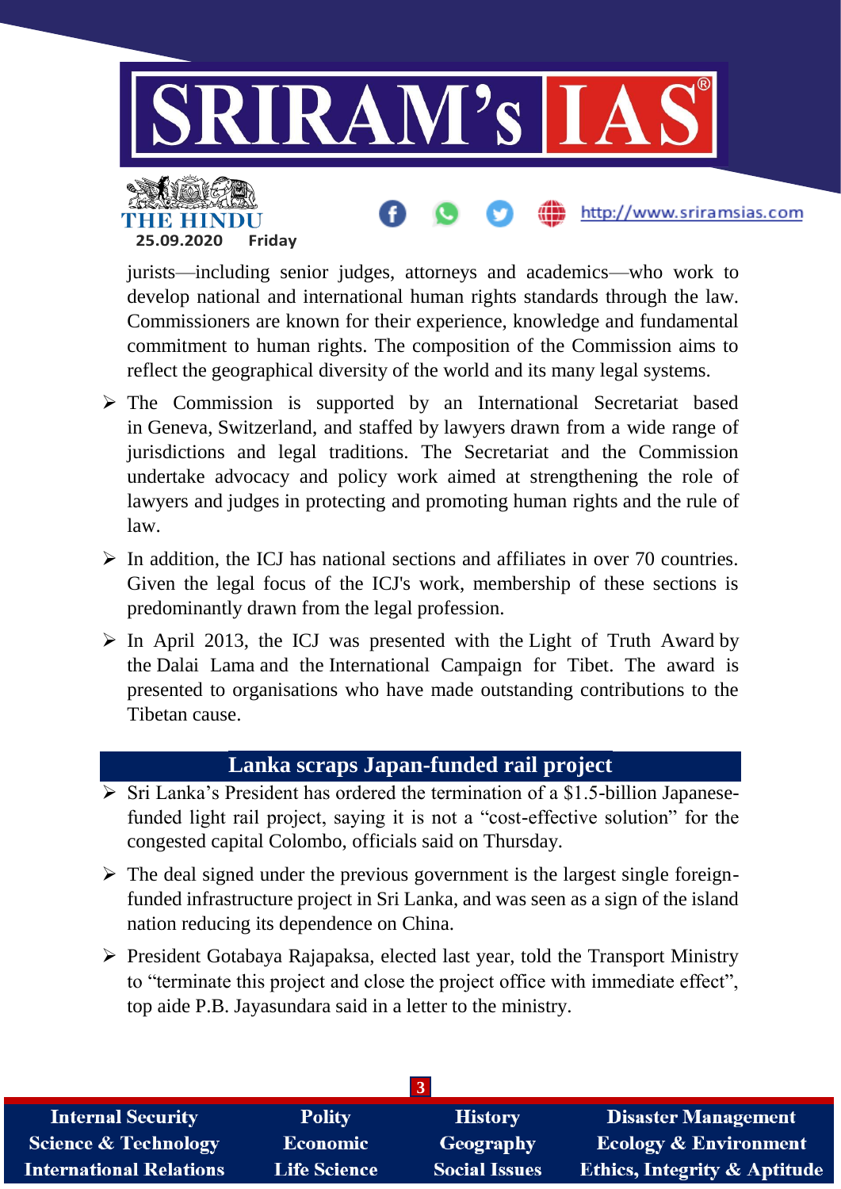jurists—including senior judges, attorneys and academics—who work to develop national and international human rights standards through the law. Commissioners are known for their experience, knowledge and fundamental commitment to human rights. The composition of the Commission aims to reflect the geographical diversity of the world and its many legal systems.

- The Commission is supported by an International Secretariat based in Geneva, Switzerland, and staffed by lawyers drawn from a wide range of jurisdictions and legal traditions. The Secretariat and the Commission undertake advocacy and policy work aimed at strengthening the role of lawyers and judges in protecting and promoting human rights and the rule of law.
- In addition, the ICJ has national sections and affiliates in over 70 countries. Given the legal focus of the ICJ's work, membership of these sections is predominantly drawn from the legal profession.
- In April 2013, the ICJ was presented with the Light of Truth Award by the Dalai Lama and the International Campaign for Tibet. The award is presented to organisations who have made outstanding contributions to the Tibetan cause.

## Lanka scraps Japan-funded rail project

- Sri Lanka's President has ordered the termination of a $1.5-billion Japanese-funded light rail project, saying it is not a "cost-effective solution" for the congested capital Colombo, officials said on Thursday.
- The deal signed under the previous government is the largest single foreign-funded infrastructure project in Sri Lanka, and was seen as a sign of the island nation reducing its dependence on China.
- President Gotabaya Rajapaksa, elected last year, told the Transport Ministry to "terminate this project and close the project office with immediate effect", top aide P.B. Jayasundara said in a letter to the ministry.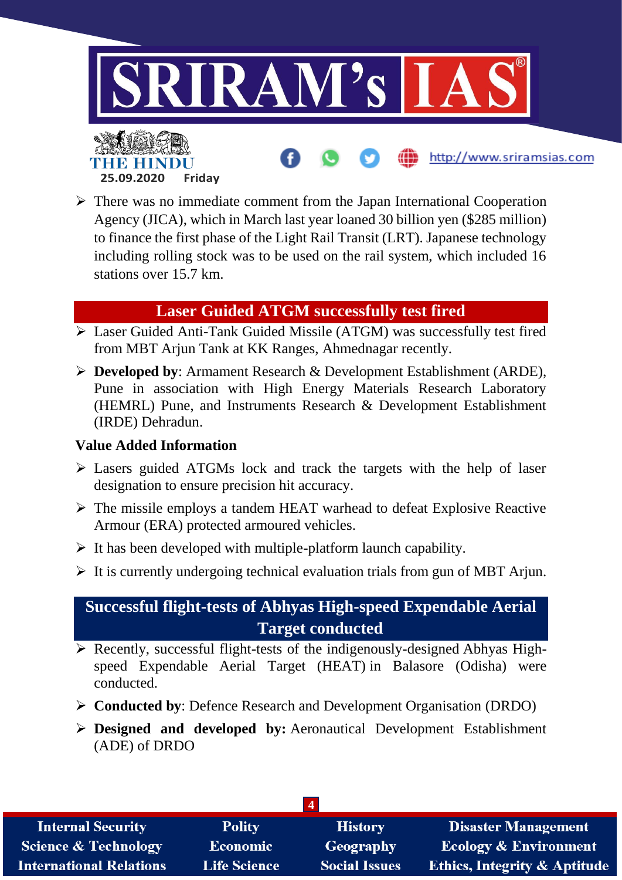- There was no immediate comment from the Japan International Cooperation Agency (JICA), which in March last year loaned 30 billion yen ($285 million) to finance the first phase of the Light Rail Transit (LRT). Japanese technology including rolling stock was to be used on the rail system, which included 16 stations over 15.7 km.

## Laser Guided ATGM successfully test fired

- Laser Guided Anti-Tank Guided Missile (ATGM) was successfully test fired from MBT Arjun Tank at KK Ranges, Ahmednagar recently.
- **Developed by**: Armament Research & Development Establishment (ARDE), Pune in association with High Energy Materials Research Laboratory (HEMRL) Pune, and Instruments Research & Development Establishment (IRDE) Dehradun.

**Value Added Information**

- Lasers guided ATGMs lock and track the targets with the help of laser designation to ensure precision hit accuracy.
- The missile employs a tandem HEAT warhead to defeat Explosive Reactive Armour (ERA) protected armoured vehicles.
- It has been developed with multiple-platform launch capability.
- It is currently undergoing technical evaluation trials from gun of MBT Arjun.

## Successful flight-tests of Abhyas High-speed Expendable Aerial Target conducted

- Recently, successful flight-tests of the indigenously-designed Abhyas High-speed Expendable Aerial Target (HEAT) in Balasore (Odisha) were conducted.
- **Conducted by**: Defence Research and Development Organisation (DRDO)
- **Designed and developed by:** Aeronautical Development Establishment (ADE) of DRDO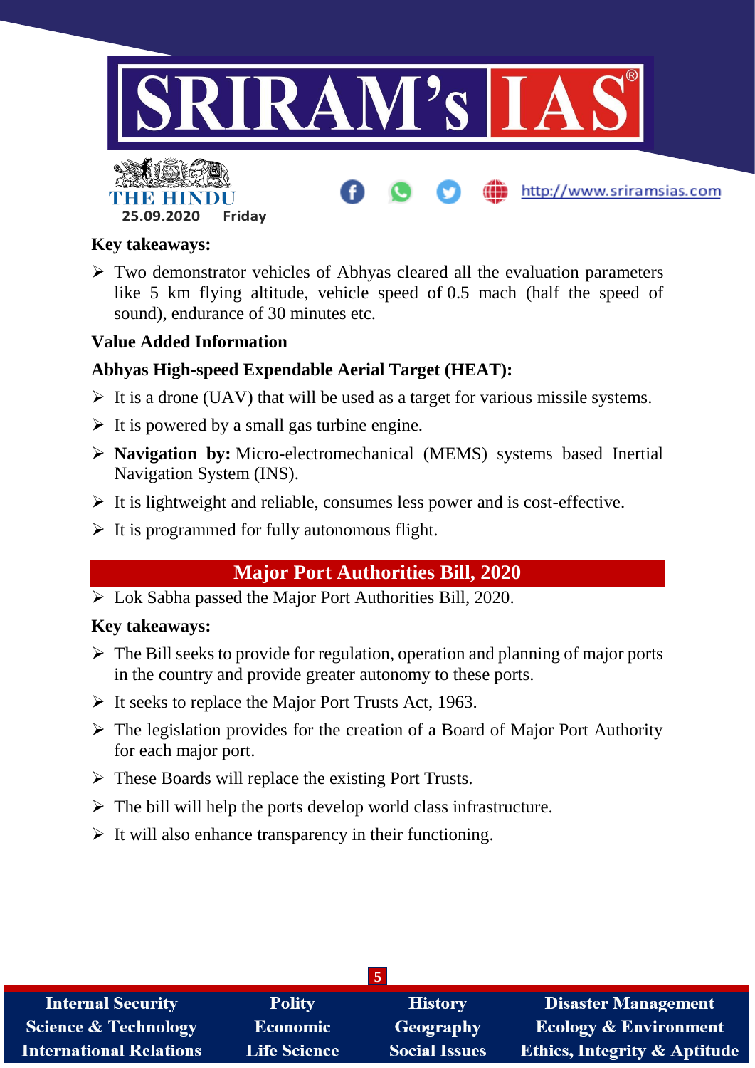**Key takeaways:**

- Two demonstrator vehicles of Abhyas cleared all the evaluation parameters like 5 km flying altitude, vehicle speed of 0.5 mach (half the speed of sound), endurance of 30 minutes etc.

**Value Added Information**

**Abhyas High-speed Expendable Aerial Target (HEAT):**

- It is a drone (UAV) that will be used as a target for various missile systems.
- It is powered by a small gas turbine engine.
- **Navigation by:** Micro-electromechanical (MEMS) systems based Inertial Navigation System (INS).
- It is lightweight and reliable, consumes less power and is cost-effective.
- It is programmed for fully autonomous flight.

## Major Port Authorities Bill, 2020

- Lok Sabha passed the Major Port Authorities Bill, 2020.

**Key takeaways:**

- The Bill seeks to provide for regulation, operation and planning of major ports in the country and provide greater autonomy to these ports.
- It seeks to replace the Major Port Trusts Act, 1963.
- The legislation provides for the creation of a Board of Major Port Authority for each major port.
- These Boards will replace the existing Port Trusts.
- The bill will help the ports develop world class infrastructure.
- It will also enhance transparency in their functioning.